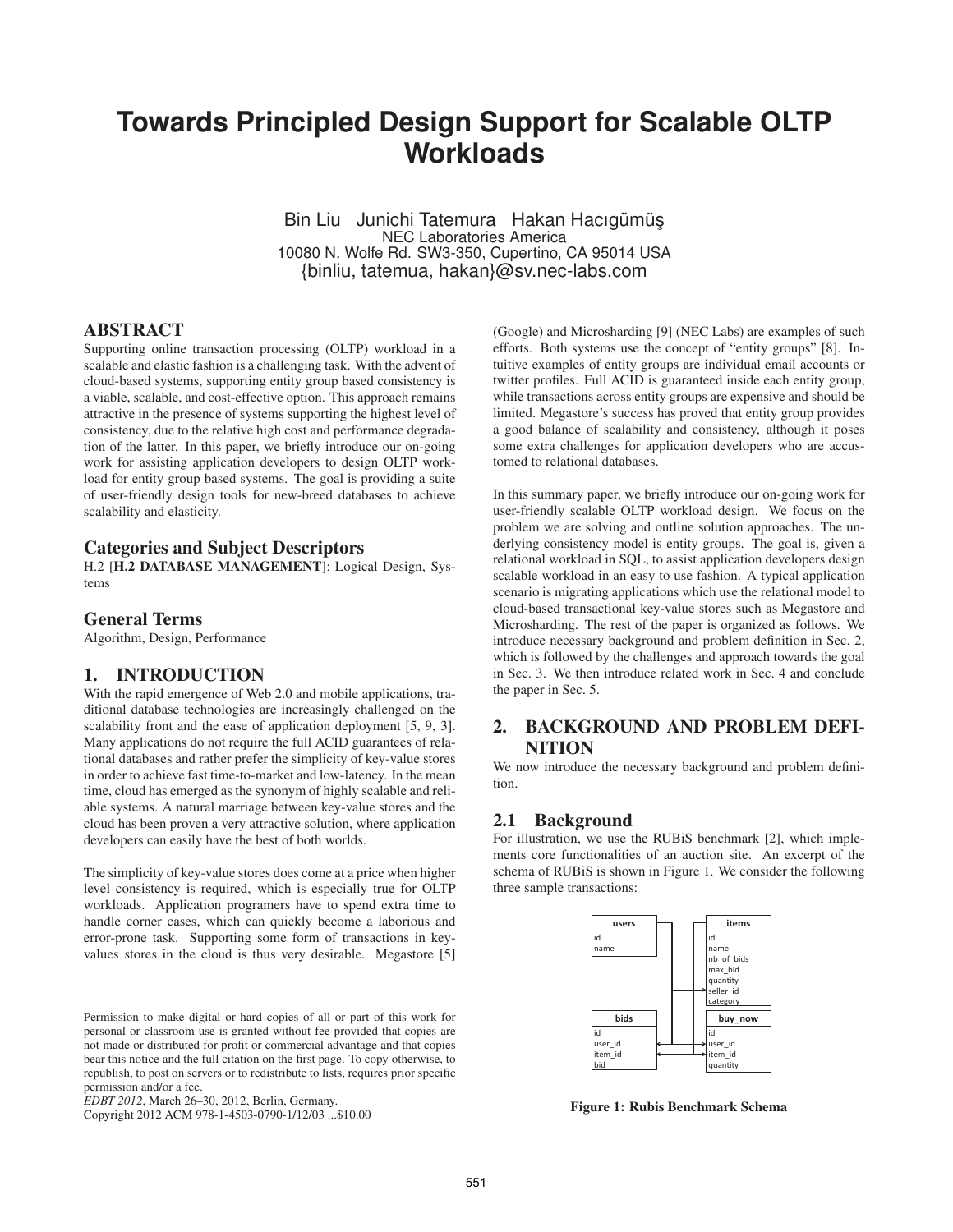# Towards Principled Design Support for Scalable OLTP Workloads

Bin Liu Junichi Tatemura Hakan Hacıgümüş
NEC Laboratories America
10080 N. Wolfe Rd. SW3-350, Cupertino, CA 95014 USA
{binliu, tatemua, hakan}@sv.nec-labs.com

## ABSTRACT

Supporting online transaction processing (OLTP) workload in a scalable and elastic fashion is a challenging task. With the advent of cloud-based systems, supporting entity group based consistency is a viable, scalable, and cost-effective option. This approach remains attractive in the presence of systems supporting the highest level of consistency, due to the relative high cost and performance degradation of the latter. In this paper, we briefly introduce our on-going work for assisting application developers to design OLTP workload for entity group based systems. The goal is providing a suite of user-friendly design tools for new-breed databases to achieve scalability and elasticity.

### Categories and Subject Descriptors

H.2 [**H.2 DATABASE MANAGEMENT**]: Logical Design, Systems

### General Terms

Algorithm, Design, Performance

## 1. INTRODUCTION

With the rapid emergence of Web 2.0 and mobile applications, traditional database technologies are increasingly challenged on the scalability front and the ease of application deployment [5, 9, 3]. Many applications do not require the full ACID guarantees of relational databases and rather prefer the simplicity of key-value stores in order to achieve fast time-to-market and low-latency. In the mean time, cloud has emerged as the synonym of highly scalable and reliable systems. A natural marriage between key-value stores and the cloud has been proven a very attractive solution, where application developers can easily have the best of both worlds.

The simplicity of key-value stores does come at a price when higher level consistency is required, which is especially true for OLTP workloads. Application programers have to spend extra time to handle corner cases, which can quickly become a laborious and error-prone task. Supporting some form of transactions in key-values stores in the cloud is thus very desirable. Megastore [5] (Google) and Microsharding [9] (NEC Labs) are examples of such efforts. Both systems use the concept of "entity groups" [8]. Intuitive examples of entity groups are individual email accounts or twitter profiles. Full ACID is guaranteed inside each entity group, while transactions across entity groups are expensive and should be limited. Megastore's success has proved that entity group provides a good balance of scalability and consistency, although it poses some extra challenges for application developers who are accustomed to relational databases.

In this summary paper, we briefly introduce our on-going work for user-friendly scalable OLTP workload design. We focus on the problem we are solving and outline solution approaches. The underlying consistency model is entity groups. The goal is, given a relational workload in SQL, to assist application developers design scalable workload in an easy to use fashion. A typical application scenario is migrating applications which use the relational model to cloud-based transactional key-value stores such as Megastore and Microsharding. The rest of the paper is organized as follows. We introduce necessary background and problem definition in Sec. 2, which is followed by the challenges and approach towards the goal in Sec. 3. We then introduce related work in Sec. 4 and conclude the paper in Sec. 5.

Permission to make digital or hard copies of all or part of this work for personal or classroom use is granted without fee provided that copies are not made or distributed for profit or commercial advantage and that copies bear this notice and the full citation on the first page. To copy otherwise, to republish, to post on servers or to redistribute to lists, requires prior specific permission and/or a fee.
*EDBT 2012*, March 26–30, 2012, Berlin, Germany.
Copyright 2012 ACM 978-1-4503-0790-1/12/03 ...$10.00

## 2. BACKGROUND AND PROBLEM DEFINITION

We now introduce the necessary background and problem definition.

### 2.1 Background

For illustration, we use the RUBiS benchmark [2], which implements core functionalities of an auction site. An excerpt of the schema of RUBiS is shown in Figure 1. We consider the following three sample transactions:

| users |
| --- |
| id |
| name |

| items |
| --- |
| id |
| name |
| nb_of_bids |
| max_bid |
| quantity |
| seller_id |
| category |

| bids |
| --- |
| id |
| user_id |
| item_id |
| bid |

| buy_now |
| --- |
| id |
| user_id |
| item_id |
| quantity |

**Figure 1: Rubis Benchmark Schema**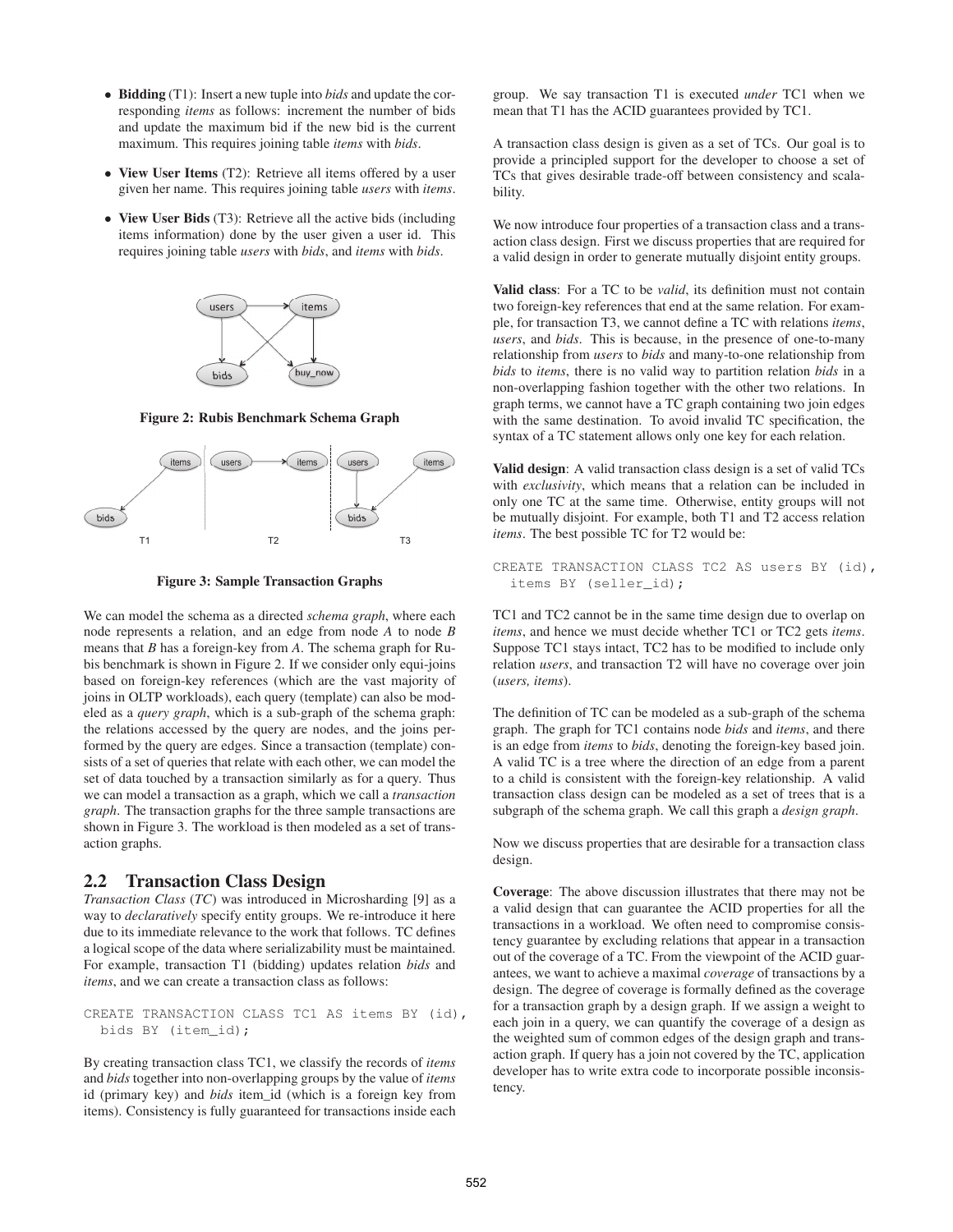- **Bidding** (T1): Insert a new tuple into *bids* and update the corresponding *items* as follows: increment the number of bids and update the maximum bid if the new bid is the current maximum. This requires joining table *items* with *bids*.
- **View User Items** (T2): Retrieve all items offered by a user given her name. This requires joining table *users* with *items*.
- **View User Bids** (T3): Retrieve all the active bids (including items information) done by the user given a user id. This requires joining table *users* with *bids*, and *items* with *bids*.

**Figure 2: Rubis Benchmark Schema Graph**

**Figure 3: Sample Transaction Graphs**

We can model the schema as a directed *schema graph*, where each node represents a relation, and an edge from node *A* to node *B* means that *B* has a foreign-key from *A*. The schema graph for Rubis benchmark is shown in Figure 2. If we consider only equi-joins based on foreign-key references (which are the vast majority of joins in OLTP workloads), each query (template) can also be modeled as a *query graph*, which is a sub-graph of the schema graph: the relations accessed by the query are nodes, and the joins performed by the query are edges. Since a transaction (template) consists of a set of queries that relate with each other, we can model the set of data touched by a transaction similarly as for a query. Thus we can model a transaction as a graph, which we call a *transaction graph*. The transaction graphs for the three sample transactions are shown in Figure 3. The workload is then modeled as a set of transaction graphs.

## 2.2 Transaction Class Design

*Transaction Class* (*TC*) was introduced in Microsharding [9] as a way to *declaratively* specify entity groups. We re-introduce it here due to its immediate relevance to the work that follows. TC defines a logical scope of the data where serializability must be maintained. For example, transaction T1 (bidding) updates relation *bids* and *items*, and we can create a transaction class as follows:

```
CREATE TRANSACTION CLASS TC1 AS items BY (id),
  bids BY (item_id);
```

By creating transaction class TC1, we classify the records of *items* and *bids* together into non-overlapping groups by the value of *items* id (primary key) and *bids* item_id (which is a foreign key from items). Consistency is fully guaranteed for transactions inside each group. We say transaction T1 is executed *under* TC1 when we mean that T1 has the ACID guarantees provided by TC1.

A transaction class design is given as a set of TCs. Our goal is to provide a principled support for the developer to choose a set of TCs that gives desirable trade-off between consistency and scalability.

We now introduce four properties of a transaction class and a transaction class design. First we discuss properties that are required for a valid design in order to generate mutually disjoint entity groups.

**Valid class**: For a TC to be *valid*, its definition must not contain two foreign-key references that end at the same relation. For example, for transaction T3, we cannot define a TC with relations *items*, *users*, and *bids*. This is because, in the presence of one-to-many relationship from *users* to *bids* and many-to-one relationship from *bids* to *items*, there is no valid way to partition relation *bids* in a non-overlapping fashion together with the other two relations. In graph terms, we cannot have a TC graph containing two join edges with the same destination. To avoid invalid TC specification, the syntax of a TC statement allows only one key for each relation.

**Valid design**: A valid transaction class design is a set of valid TCs with *exclusivity*, which means that a relation can be included in only one TC at the same time. Otherwise, entity groups will not be mutually disjoint. For example, both T1 and T2 access relation *items*. The best possible TC for T2 would be:

```
CREATE TRANSACTION CLASS TC2 AS users BY (id),
  items BY (seller_id);
```

TC1 and TC2 cannot be in the same time design due to overlap on *items*, and hence we must decide whether TC1 or TC2 gets *items*. Suppose TC1 stays intact, TC2 has to be modified to include only relation *users*, and transaction T2 will have no coverage over join (*users, items*).

The definition of TC can be modeled as a sub-graph of the schema graph. The graph for TC1 contains node *bids* and *items*, and there is an edge from *items* to *bids*, denoting the foreign-key based join. A valid TC is a tree where the direction of an edge from a parent to a child is consistent with the foreign-key relationship. A valid transaction class design can be modeled as a set of trees that is a subgraph of the schema graph. We call this graph a *design graph*.

Now we discuss properties that are desirable for a transaction class design.

**Coverage**: The above discussion illustrates that there may not be a valid design that can guarantee the ACID properties for all the transactions in a workload. We often need to compromise consistency guarantee by excluding relations that appear in a transaction out of the coverage of a TC. From the viewpoint of the ACID guarantees, we want to achieve a maximal *coverage* of transactions by a design. The degree of coverage is formally defined as the coverage for a transaction graph by a design graph. If we assign a weight to each join in a query, we can quantify the coverage of a design as the weighted sum of common edges of the design graph and transaction graph. If query has a join not covered by the TC, application developer has to write extra code to incorporate possible inconsistency.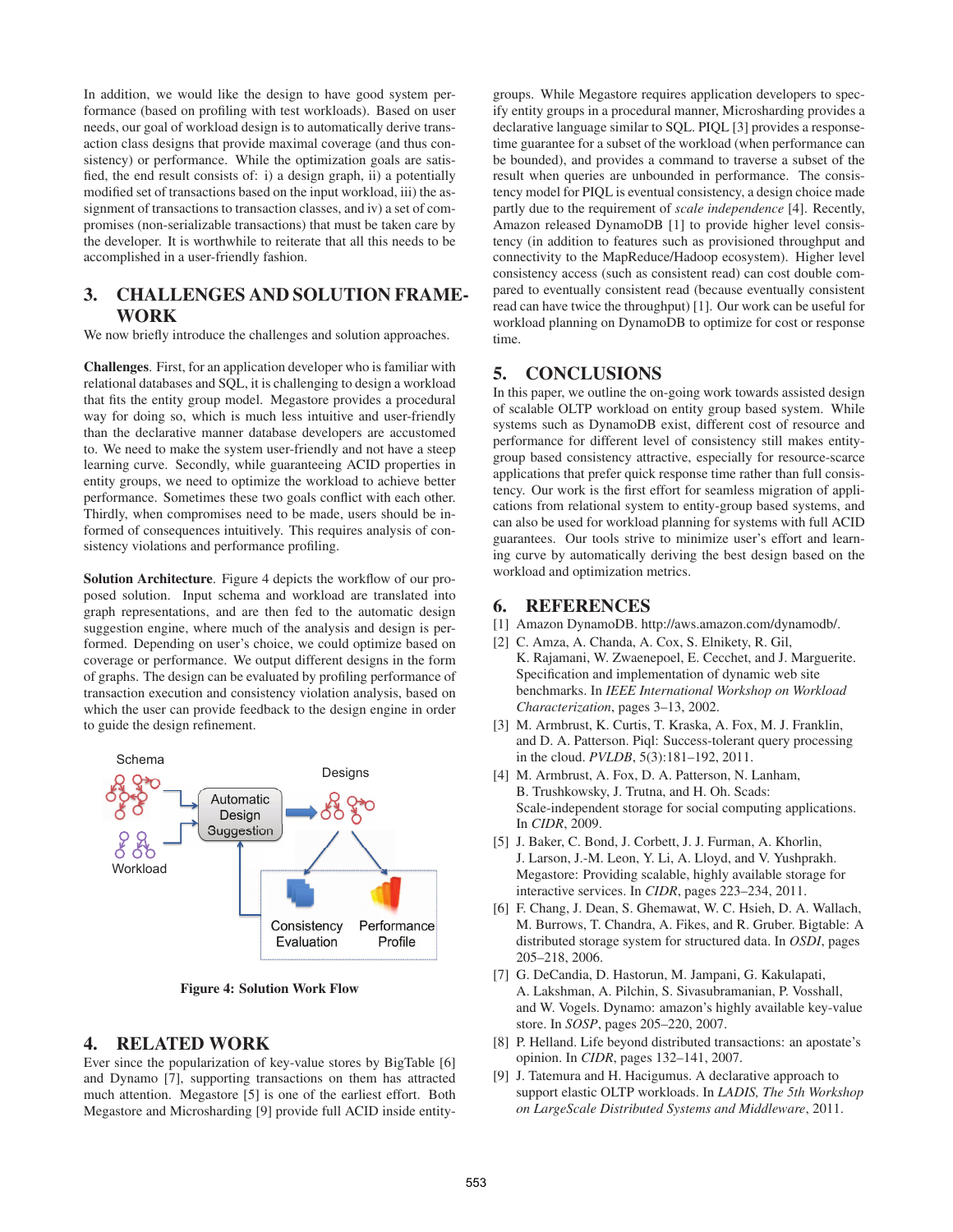In addition, we would like the design to have good system performance (based on profiling with test workloads). Based on user needs, our goal of workload design is to automatically derive transaction class designs that provide maximal coverage (and thus consistency) or performance. While the optimization goals are satisfied, the end result consists of: i) a design graph, ii) a potentially modified set of transactions based on the input workload, iii) the assignment of transactions to transaction classes, and iv) a set of compromises (non-serializable transactions) that must be taken care by the developer. It is worthwhile to reiterate that all this needs to be accomplished in a user-friendly fashion.

## 3. CHALLENGES AND SOLUTION FRAMEWORK

We now briefly introduce the challenges and solution approaches.

**Challenges**. First, for an application developer who is familiar with relational databases and SQL, it is challenging to design a workload that fits the entity group model. Megastore provides a procedural way for doing so, which is much less intuitive and user-friendly than the declarative manner database developers are accustomed to. We need to make the system user-friendly and not have a steep learning curve. Secondly, while guaranteeing ACID properties in entity groups, we need to optimize the workload to achieve better performance. Sometimes these two goals conflict with each other. Thirdly, when compromises need to be made, users should be informed of consequences intuitively. This requires analysis of consistency violations and performance profiling.

**Solution Architecture**. Figure 4 depicts the workflow of our proposed solution. Input schema and workload are translated into graph representations, and are then fed to the automatic design suggestion engine, where much of the analysis and design is performed. Depending on user's choice, we could optimize based on coverage or performance. We output different designs in the form of graphs. The design can be evaluated by profiling performance of transaction execution and consistency violation analysis, based on which the user can provide feedback to the design engine in order to guide the design refinement.

Schema

Workload

Automatic Design Suggestion

Designs

Consistency Evaluation

Performance Profile

**Figure 4: Solution Work Flow**

## 4. RELATED WORK

Ever since the popularization of key-value stores by BigTable [6] and Dynamo [7], supporting transactions on them has attracted much attention. Megastore [5] is one of the earliest effort. Both Megastore and Microsharding [9] provide full ACID inside entity-groups. While Megastore requires application developers to specify entity groups in a procedural manner, Microsharding provides a declarative language similar to SQL. PIQL [3] provides a response-time guarantee for a subset of the workload (when performance can be bounded), and provides a command to traverse a subset of the result when queries are unbounded in performance. The consistency model for PIQL is eventual consistency, a design choice made partly due to the requirement of *scale independence* [4]. Recently, Amazon released DynamoDB [1] to provide higher level consistency (in addition to features such as provisioned throughput and connectivity to the MapReduce/Hadoop ecosystem). Higher level consistency access (such as consistent read) can cost double compared to eventually consistent read (because eventually consistent read can have twice the throughput) [1]. Our work can be useful for workload planning on DynamoDB to optimize for cost or response time.

## 5. CONCLUSIONS

In this paper, we outline the on-going work towards assisted design of scalable OLTP workload on entity group based system. While systems such as DynamoDB exist, different cost of resource and performance for different level of consistency still makes entity-group based consistency attractive, especially for resource-scarce applications that prefer quick response time rather than full consistency. Our work is the first effort for seamless migration of applications from relational system to entity-group based systems, and can also be used for workload planning for systems with full ACID guarantees. Our tools strive to minimize user's effort and learning curve by automatically deriving the best design based on the workload and optimization metrics.

## 6. REFERENCES

[1] Amazon DynamoDB. http://aws.amazon.com/dynamodb/.

[2] C. Amza, A. Chanda, A. Cox, S. Elnikety, R. Gil, K. Rajamani, W. Zwaenepoel, E. Cecchet, and J. Marguerite. Specification and implementation of dynamic web site benchmarks. In *IEEE International Workshop on Workload Characterization*, pages 3–13, 2002.

[3] M. Armbrust, K. Curtis, T. Kraska, A. Fox, M. J. Franklin, and D. A. Patterson. Piql: Success-tolerant query processing in the cloud. *PVLDB*, 5(3):181–192, 2011.

[4] M. Armbrust, A. Fox, D. A. Patterson, N. Lanham, B. Trushkowsky, J. Trutna, and H. Oh. Scads: Scale-independent storage for social computing applications. In *CIDR*, 2009.

[5] J. Baker, C. Bond, J. Corbett, J. J. Furman, A. Khorlin, J. Larson, J.-M. Leon, Y. Li, A. Lloyd, and V. Yushprakh. Megastore: Providing scalable, highly available storage for interactive services. In *CIDR*, pages 223–234, 2011.

[6] F. Chang, J. Dean, S. Ghemawat, W. C. Hsieh, D. A. Wallach, M. Burrows, T. Chandra, A. Fikes, and R. Gruber. Bigtable: A distributed storage system for structured data. In *OSDI*, pages 205–218, 2006.

[7] G. DeCandia, D. Hastorun, M. Jampani, G. Kakulapati, A. Lakshman, A. Pilchin, S. Sivasubramanian, P. Vosshall, and W. Vogels. Dynamo: amazon's highly available key-value store. In *SOSP*, pages 205–220, 2007.

[8] P. Helland. Life beyond distributed transactions: an apostate's opinion. In *CIDR*, pages 132–141, 2007.

[9] J. Tatemura and H. Hacigumus. A declarative approach to support elastic OLTP workloads. In *LADIS, The 5th Workshop on LargeScale Distributed Systems and Middleware*, 2011.